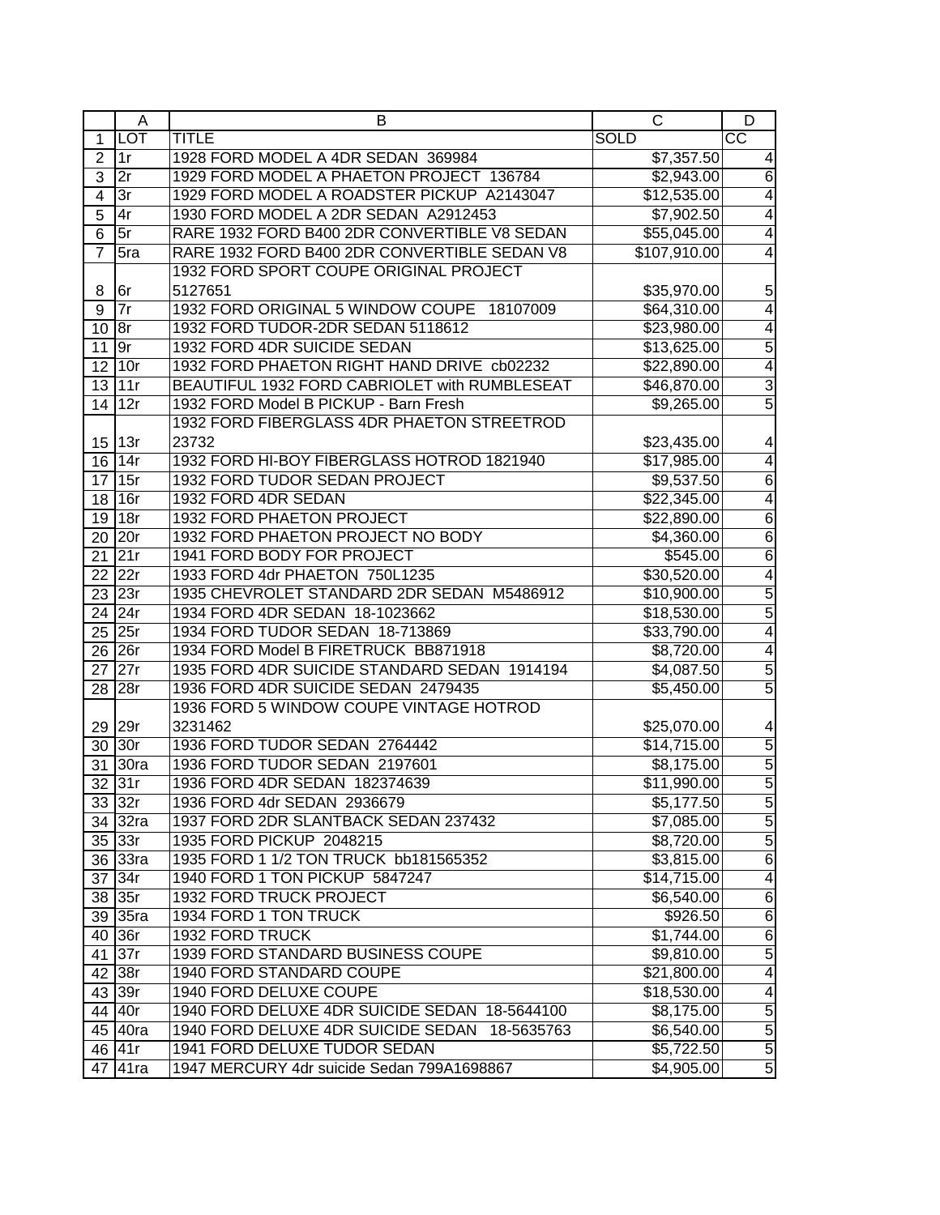| | A | B | C | D |
|---|---|---|---|---|
| 1 | LOT | TITLE | SOLD | CC |
| 2 | 1r | 1928 FORD MODEL A 4DR SEDAN 369984 | $7,357.50 | 4 |
| 3 | 2r | 1929 FORD MODEL A PHAETON PROJECT 136784 | $2,943.00 | 6 |
| 4 | 3r | 1929 FORD MODEL A ROADSTER PICKUP A2143047 | $12,535.00 | 4 |
| 5 | 4r | 1930 FORD MODEL A 2DR SEDAN A2912453 | $7,902.50 | 4 |
| 6 | 5r | RARE 1932 FORD B400 2DR CONVERTIBLE V8 SEDAN | $55,045.00 | 4 |
| 7 | 5ra | RARE 1932 FORD B400 2DR CONVERTIBLE SEDAN V8 | $107,910.00 | 4 |
| 8 | 6r | 1932 FORD SPORT COUPE ORIGINAL PROJECT 5127651 | $35,970.00 | 5 |
| 9 | 7r | 1932 FORD ORIGINAL 5 WINDOW COUPE 18107009 | $64,310.00 | 4 |
| 10 | 8r | 1932 FORD TUDOR-2DR SEDAN 5118612 | $23,980.00 | 4 |
| 11 | 9r | 1932 FORD 4DR SUICIDE SEDAN | $13,625.00 | 5 |
| 12 | 10r | 1932 FORD PHAETON RIGHT HAND DRIVE cb02232 | $22,890.00 | 4 |
| 13 | 11r | BEAUTIFUL 1932 FORD CABRIOLET with RUMBLESEAT | $46,870.00 | 3 |
| 14 | 12r | 1932 FORD Model B PICKUP - Barn Fresh | $9,265.00 | 5 |
| 15 | 13r | 1932 FORD FIBERGLASS 4DR PHAETON STREETROD 23732 | $23,435.00 | 4 |
| 16 | 14r | 1932 FORD HI-BOY FIBERGLASS HOTROD 1821940 | $17,985.00 | 4 |
| 17 | 15r | 1932 FORD TUDOR SEDAN PROJECT | $9,537.50 | 6 |
| 18 | 16r | 1932 FORD 4DR SEDAN | $22,345.00 | 4 |
| 19 | 18r | 1932 FORD PHAETON PROJECT | $22,890.00 | 6 |
| 20 | 20r | 1932 FORD PHAETON PROJECT NO BODY | $4,360.00 | 6 |
| 21 | 21r | 1941 FORD BODY FOR PROJECT | $545.00 | 6 |
| 22 | 22r | 1933 FORD 4dr PHAETON 750L1235 | $30,520.00 | 4 |
| 23 | 23r | 1935 CHEVROLET STANDARD 2DR SEDAN M5486912 | $10,900.00 | 5 |
| 24 | 24r | 1934 FORD 4DR SEDAN 18-1023662 | $18,530.00 | 5 |
| 25 | 25r | 1934 FORD TUDOR SEDAN 18-713869 | $33,790.00 | 4 |
| 26 | 26r | 1934 FORD Model B FIRETRUCK BB871918 | $8,720.00 | 4 |
| 27 | 27r | 1935 FORD 4DR SUICIDE STANDARD SEDAN 1914194 | $4,087.50 | 5 |
| 28 | 28r | 1936 FORD 4DR SUICIDE SEDAN 2479435 | $5,450.00 | 5 |
| 29 | 29r | 1936 FORD 5 WINDOW COUPE VINTAGE HOTROD 3231462 | $25,070.00 | 4 |
| 30 | 30r | 1936 FORD TUDOR SEDAN 2764442 | $14,715.00 | 5 |
| 31 | 30ra | 1936 FORD TUDOR SEDAN 2197601 | $8,175.00 | 5 |
| 32 | 31r | 1936 FORD 4DR SEDAN 182374639 | $11,990.00 | 5 |
| 33 | 32r | 1936 FORD 4dr SEDAN 2936679 | $5,177.50 | 5 |
| 34 | 32ra | 1937 FORD 2DR SLANTBACK SEDAN 237432 | $7,085.00 | 5 |
| 35 | 33r | 1935 FORD PICKUP 2048215 | $8,720.00 | 5 |
| 36 | 33ra | 1935 FORD 1 1/2 TON TRUCK bb181565352 | $3,815.00 | 6 |
| 37 | 34r | 1940 FORD 1 TON PICKUP 5847247 | $14,715.00 | 4 |
| 38 | 35r | 1932 FORD TRUCK PROJECT | $6,540.00 | 6 |
| 39 | 35ra | 1934 FORD 1 TON TRUCK | $926.50 | 6 |
| 40 | 36r | 1932 FORD TRUCK | $1,744.00 | 6 |
| 41 | 37r | 1939 FORD STANDARD BUSINESS COUPE | $9,810.00 | 5 |
| 42 | 38r | 1940 FORD STANDARD COUPE | $21,800.00 | 4 |
| 43 | 39r | 1940 FORD DELUXE COUPE | $18,530.00 | 4 |
| 44 | 40r | 1940 FORD DELUXE 4DR SUICIDE SEDAN 18-5644100 | $8,175.00 | 5 |
| 45 | 40ra | 1940 FORD DELUXE 4DR SUICIDE SEDAN 18-5635763 | $6,540.00 | 5 |
| 46 | 41r | 1941 FORD DELUXE TUDOR SEDAN | $5,722.50 | 5 |
| 47 | 41ra | 1947 MERCURY 4dr suicide Sedan 799A1698867 | $4,905.00 | 5 |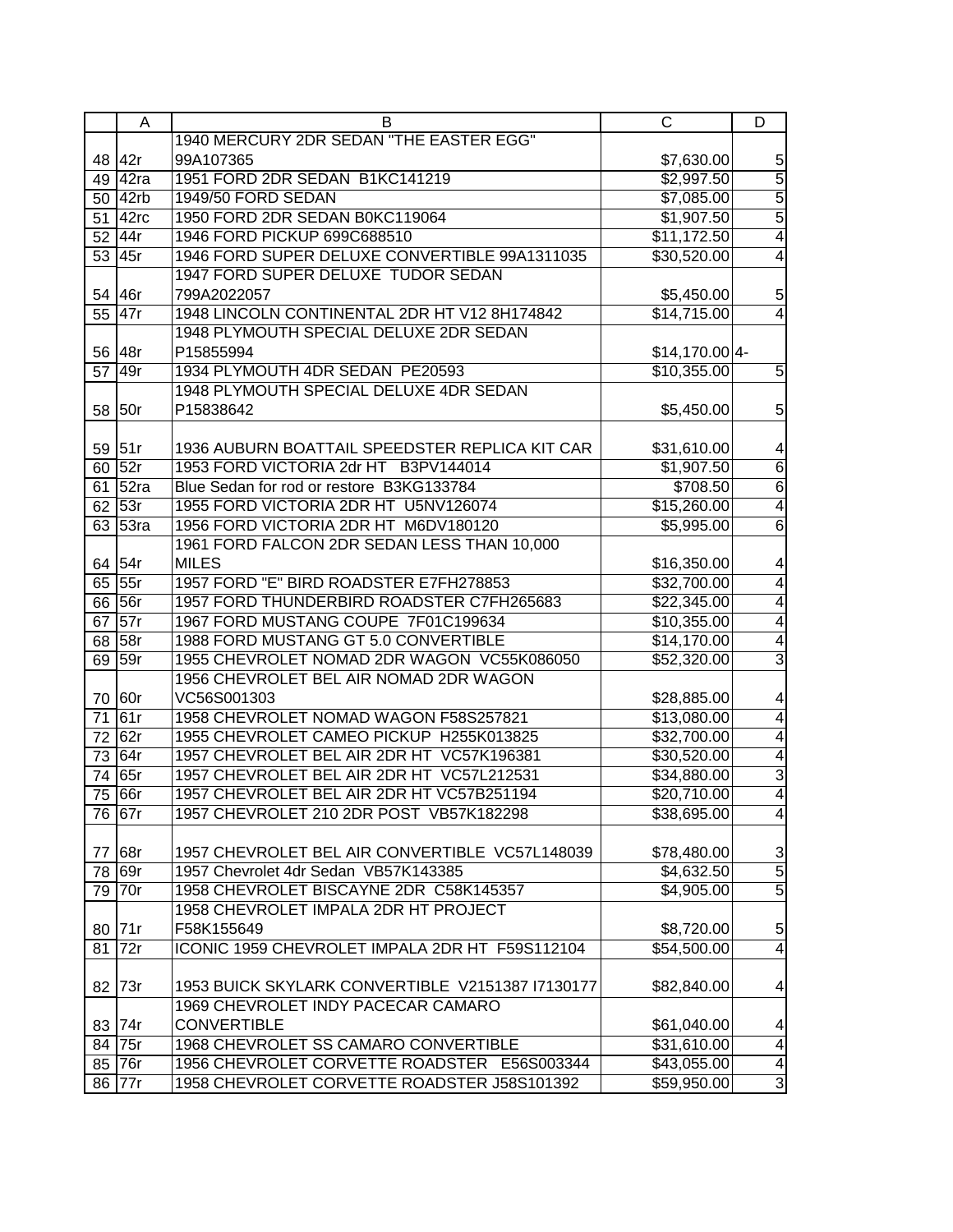| | A | B | C | D |
|---|---|---|---|---|
| 48 | 42r | 1940 MERCURY 2DR SEDAN "THE EASTER EGG" 99A107365 | $7,630.00 | 5 |
| 49 | 42ra | 1951 FORD 2DR SEDAN B1KC141219 | $2,997.50 | 5 |
| 50 | 42rb | 1949/50 FORD SEDAN | $7,085.00 | 5 |
| 51 | 42rc | 1950 FORD 2DR SEDAN B0KC119064 | $1,907.50 | 5 |
| 52 | 44r | 1946 FORD PICKUP 699C688510 | $11,172.50 | 4 |
| 53 | 45r | 1946 FORD SUPER DELUXE CONVERTIBLE 99A1311035 | $30,520.00 | 4 |
| 54 | 46r | 1947 FORD SUPER DELUXE TUDOR SEDAN 799A2022057 | $5,450.00 | 5 |
| 55 | 47r | 1948 LINCOLN CONTINENTAL 2DR HT V12 8H174842 | $14,715.00 | 4 |
| 56 | 48r | 1948 PLYMOUTH SPECIAL DELUXE 2DR SEDAN P15855994 | $14,170.00 | 4- |
| 57 | 49r | 1934 PLYMOUTH 4DR SEDAN PE20593 | $10,355.00 | 5 |
| 58 | 50r | 1948 PLYMOUTH SPECIAL DELUXE 4DR SEDAN P15838642 | $5,450.00 | 5 |
| 59 | 51r | 1936 AUBURN BOATTAIL SPEEDSTER REPLICA KIT CAR | $31,610.00 | 4 |
| 60 | 52r | 1953 FORD VICTORIA 2dr HT B3PV144014 | $1,907.50 | 6 |
| 61 | 52ra | Blue Sedan for rod or restore B3KG133784 | $708.50 | 6 |
| 62 | 53r | 1955 FORD VICTORIA 2DR HT U5NV126074 | $15,260.00 | 4 |
| 63 | 53ra | 1956 FORD VICTORIA 2DR HT M6DV180120 | $5,995.00 | 6 |
| 64 | 54r | 1961 FORD FALCON 2DR SEDAN LESS THAN 10,000 MILES | $16,350.00 | 4 |
| 65 | 55r | 1957 FORD "E" BIRD ROADSTER E7FH278853 | $32,700.00 | 4 |
| 66 | 56r | 1957 FORD THUNDERBIRD ROADSTER C7FH265683 | $22,345.00 | 4 |
| 67 | 57r | 1967 FORD MUSTANG COUPE 7F01C199634 | $10,355.00 | 4 |
| 68 | 58r | 1988 FORD MUSTANG GT 5.0 CONVERTIBLE | $14,170.00 | 4 |
| 69 | 59r | 1955 CHEVROLET NOMAD 2DR WAGON VC55K086050 | $52,320.00 | 3 |
| 70 | 60r | 1956 CHEVROLET BEL AIR NOMAD 2DR WAGON VC56S001303 | $28,885.00 | 4 |
| 71 | 61r | 1958 CHEVROLET NOMAD WAGON F58S257821 | $13,080.00 | 4 |
| 72 | 62r | 1955 CHEVROLET CAMEO PICKUP H255K013825 | $32,700.00 | 4 |
| 73 | 64r | 1957 CHEVROLET BEL AIR 2DR HT VC57K196381 | $30,520.00 | 4 |
| 74 | 65r | 1957 CHEVROLET BEL AIR 2DR HT VC57L212531 | $34,880.00 | 3 |
| 75 | 66r | 1957 CHEVROLET BEL AIR 2DR HT VC57B251194 | $20,710.00 | 4 |
| 76 | 67r | 1957 CHEVROLET 210 2DR POST VB57K182298 | $38,695.00 | 4 |
| 77 | 68r | 1957 CHEVROLET BEL AIR CONVERTIBLE VC57L148039 | $78,480.00 | 3 |
| 78 | 69r | 1957 Chevrolet 4dr Sedan VB57K143385 | $4,632.50 | 5 |
| 79 | 70r | 1958 CHEVROLET BISCAYNE 2DR C58K145357 | $4,905.00 | 5 |
| 80 | 71r | 1958 CHEVROLET IMPALA 2DR HT PROJECT F58K155649 | $8,720.00 | 5 |
| 81 | 72r | ICONIC 1959 CHEVROLET IMPALA 2DR HT F59S112104 | $54,500.00 | 4 |
| 82 | 73r | 1953 BUICK SKYLARK CONVERTIBLE V2151387 I7130177 | $82,840.00 | 4 |
| 83 | 74r | 1969 CHEVROLET INDY PACECAR CAMARO CONVERTIBLE | $61,040.00 | 4 |
| 84 | 75r | 1968 CHEVROLET SS CAMARO CONVERTIBLE | $31,610.00 | 4 |
| 85 | 76r | 1956 CHEVROLET CORVETTE ROADSTER E56S003344 | $43,055.00 | 4 |
| 86 | 77r | 1958 CHEVROLET CORVETTE ROADSTER J58S101392 | $59,950.00 | 3 |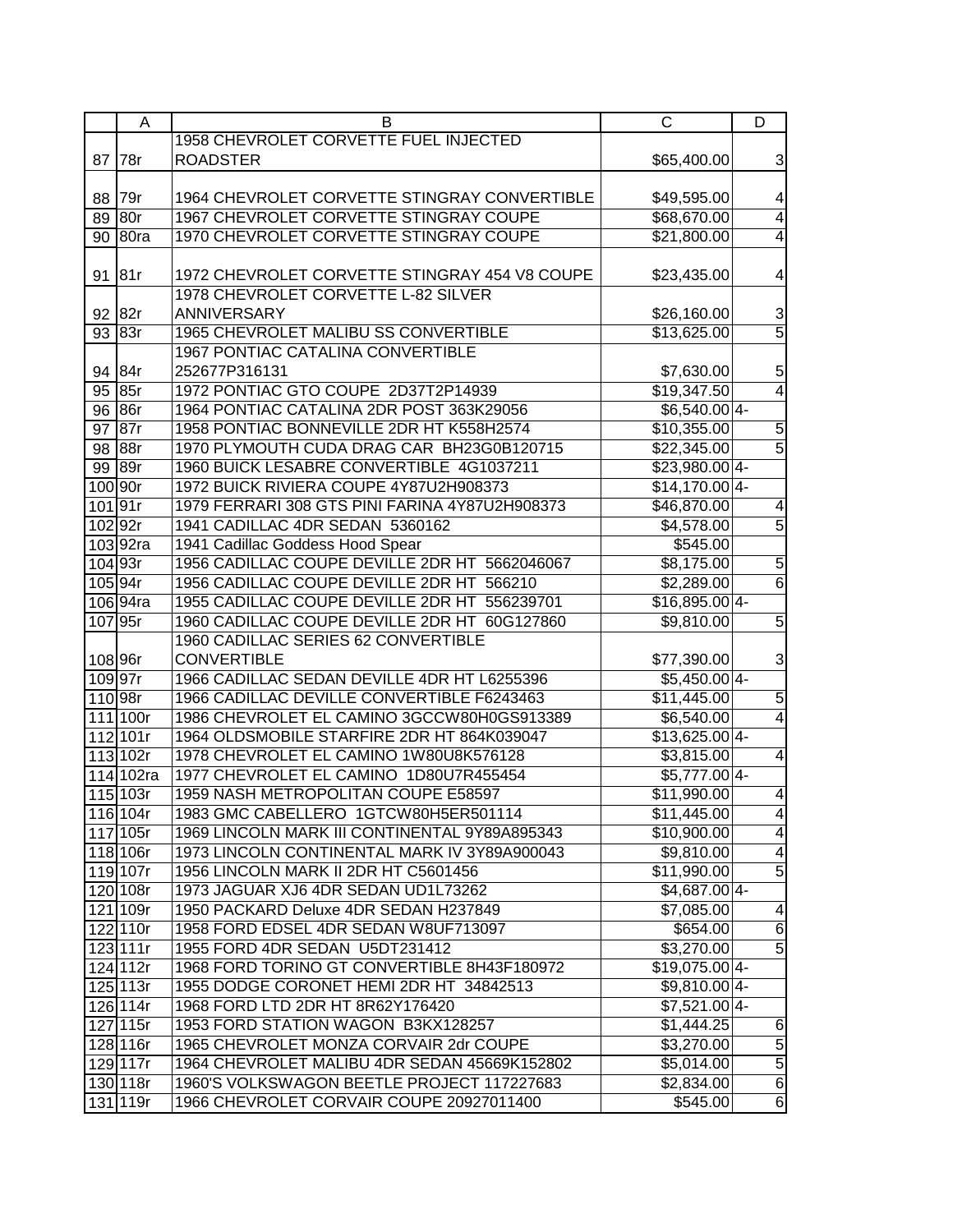| | A | B | C | D |
|---|---|---|---|---|
| 87 | 78r | 1958 CHEVROLET CORVETTE FUEL INJECTED ROADSTER | $65,400.00 | 3 |
| 88 | 79r | 1964 CHEVROLET CORVETTE STINGRAY CONVERTIBLE | $49,595.00 | 4 |
| 89 | 80r | 1967 CHEVROLET CORVETTE STINGRAY COUPE | $68,670.00 | 4 |
| 90 | 80ra | 1970 CHEVROLET CORVETTE STINGRAY COUPE | $21,800.00 | 4 |
| 91 | 81r | 1972 CHEVROLET CORVETTE STINGRAY 454 V8 COUPE | $23,435.00 | 4 |
| 92 | 82r | 1978 CHEVROLET CORVETTE L-82 SILVER ANNIVERSARY | $26,160.00 | 3 |
| 93 | 83r | 1965 CHEVROLET MALIBU SS CONVERTIBLE | $13,625.00 | 5 |
| 94 | 84r | 1967 PONTIAC CATALINA CONVERTIBLE 252677P316131 | $7,630.00 | 5 |
| 95 | 85r | 1972 PONTIAC GTO COUPE 2D37T2P14939 | $19,347.50 | 4 |
| 96 | 86r | 1964 PONTIAC CATALINA 2DR POST 363K29056 | $6,540.00 | 4- |
| 97 | 87r | 1958 PONTIAC BONNEVILLE 2DR HT K558H2574 | $10,355.00 | 5 |
| 98 | 88r | 1970 PLYMOUTH CUDA DRAG CAR BH23G0B120715 | $22,345.00 | 5 |
| 99 | 89r | 1960 BUICK LESABRE CONVERTIBLE 4G1037211 | $23,980.00 | 4- |
| 100 | 90r | 1972 BUICK RIVIERA COUPE 4Y87U2H908373 | $14,170.00 | 4- |
| 101 | 91r | 1979 FERRARI 308 GTS PINI FARINA 4Y87U2H908373 | $46,870.00 | 4 |
| 102 | 92r | 1941 CADILLAC 4DR SEDAN 5360162 | $4,578.00 | 5 |
| 103 | 92ra | 1941 Cadillac Goddess Hood Spear | $545.00 | |
| 104 | 93r | 1956 CADILLAC COUPE DEVILLE 2DR HT 5662046067 | $8,175.00 | 5 |
| 105 | 94r | 1956 CADILLAC COUPE DEVILLE 2DR HT 566210 | $2,289.00 | 6 |
| 106 | 94ra | 1955 CADILLAC COUPE DEVILLE 2DR HT 556239701 | $16,895.00 | 4- |
| 107 | 95r | 1960 CADILLAC COUPE DEVILLE 2DR HT 60G127860 | $9,810.00 | 5 |
| 108 | 96r | 1960 CADILLAC SERIES 62 CONVERTIBLE CONVERTIBLE | $77,390.00 | 3 |
| 109 | 97r | 1966 CADILLAC SEDAN DEVILLE 4DR HT L6255396 | $5,450.00 | 4- |
| 110 | 98r | 1966 CADILLAC DEVILLE CONVERTIBLE F6243463 | $11,445.00 | 5 |
| 111 | 100r | 1986 CHEVROLET EL CAMINO 3GCCW80H0GS913389 | $6,540.00 | 4 |
| 112 | 101r | 1964 OLDSMOBILE STARFIRE 2DR HT 864K039047 | $13,625.00 | 4- |
| 113 | 102r | 1978 CHEVROLET EL CAMINO 1W80U8K576128 | $3,815.00 | 4 |
| 114 | 102ra | 1977 CHEVROLET EL CAMINO 1D80U7R455454 | $5,777.00 | 4- |
| 115 | 103r | 1959 NASH METROPOLITAN COUPE E58597 | $11,990.00 | 4 |
| 116 | 104r | 1983 GMC CABELLERO 1GTCW80H5ER501114 | $11,445.00 | 4 |
| 117 | 105r | 1969 LINCOLN MARK III CONTINENTAL 9Y89A895343 | $10,900.00 | 4 |
| 118 | 106r | 1973 LINCOLN CONTINENTAL MARK IV 3Y89A900043 | $9,810.00 | 4 |
| 119 | 107r | 1956 LINCOLN MARK II 2DR HT C5601456 | $11,990.00 | 5 |
| 120 | 108r | 1973 JAGUAR XJ6 4DR SEDAN UD1L73262 | $4,687.00 | 4- |
| 121 | 109r | 1950 PACKARD Deluxe 4DR SEDAN H237849 | $7,085.00 | 4 |
| 122 | 110r | 1958 FORD EDSEL 4DR SEDAN W8UF713097 | $654.00 | 6 |
| 123 | 111r | 1955 FORD 4DR SEDAN U5DT231412 | $3,270.00 | 5 |
| 124 | 112r | 1968 FORD TORINO GT CONVERTIBLE 8H43F180972 | $19,075.00 | 4- |
| 125 | 113r | 1955 DODGE CORONET HEMI 2DR HT 34842513 | $9,810.00 | 4- |
| 126 | 114r | 1968 FORD LTD 2DR HT 8R62Y176420 | $7,521.00 | 4- |
| 127 | 115r | 1953 FORD STATION WAGON B3KX128257 | $1,444.25 | 6 |
| 128 | 116r | 1965 CHEVROLET MONZA CORVAIR 2dr COUPE | $3,270.00 | 5 |
| 129 | 117r | 1964 CHEVROLET MALIBU 4DR SEDAN 45669K152802 | $5,014.00 | 5 |
| 130 | 118r | 1960'S VOLKSWAGON BEETLE PROJECT 117227683 | $2,834.00 | 6 |
| 131 | 119r | 1966 CHEVROLET CORVAIR COUPE 20927011400 | $545.00 | 6 |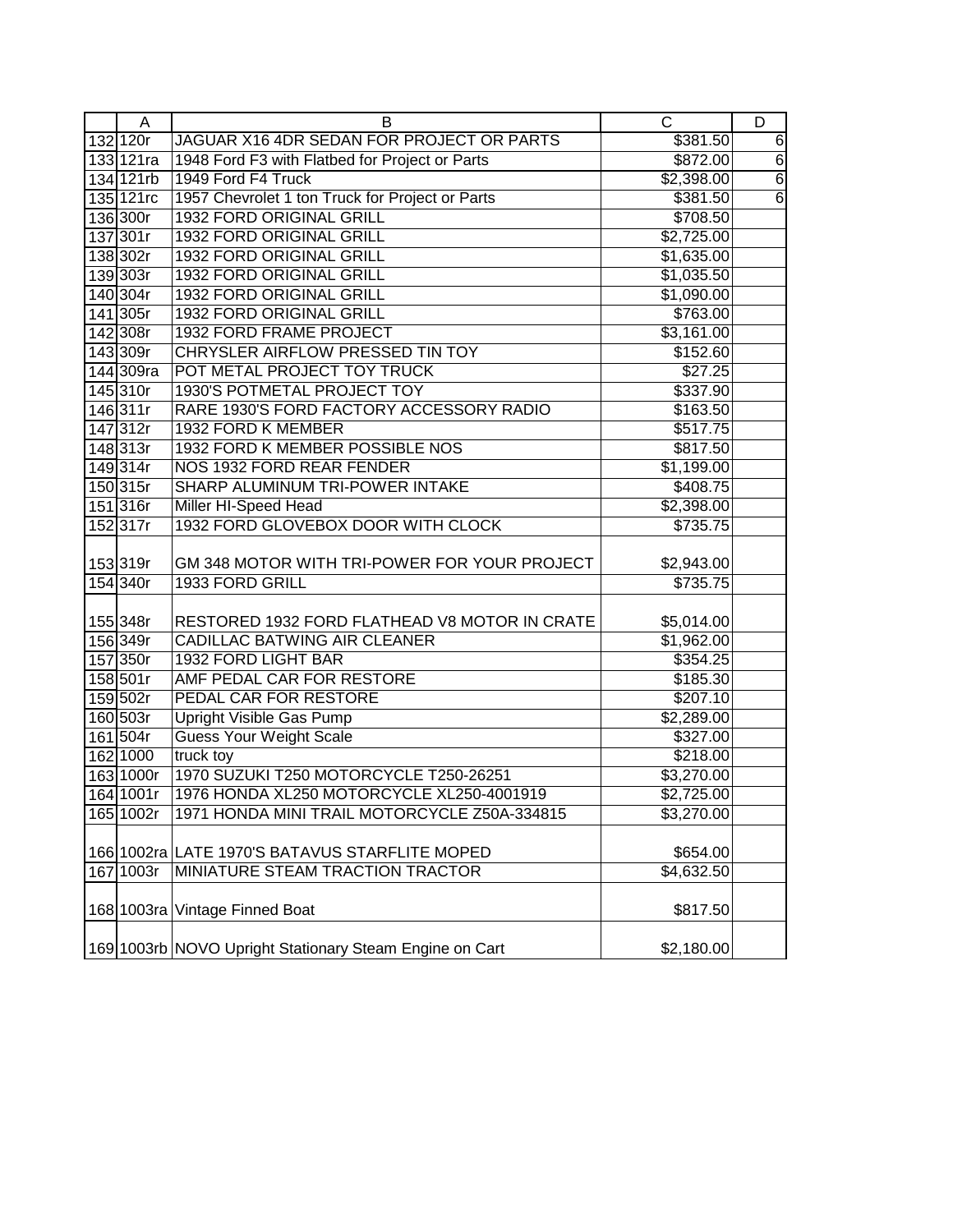| | A | B | C | D |
|---|---|---|---|---|
| 132 | 120r | JAGUAR X16 4DR SEDAN FOR PROJECT OR PARTS | $381.50 | 6 |
| 133 | 121ra | 1948 Ford F3 with Flatbed for Project or Parts | $872.00 | 6 |
| 134 | 121rb | 1949 Ford F4 Truck | $2,398.00 | 6 |
| 135 | 121rc | 1957 Chevrolet 1 ton Truck for Project or Parts | $381.50 | 6 |
| 136 | 300r | 1932 FORD ORIGINAL GRILL | $708.50 | |
| 137 | 301r | 1932 FORD ORIGINAL GRILL | $2,725.00 | |
| 138 | 302r | 1932 FORD ORIGINAL GRILL | $1,635.00 | |
| 139 | 303r | 1932 FORD ORIGINAL GRILL | $1,035.50 | |
| 140 | 304r | 1932 FORD ORIGINAL GRILL | $1,090.00 | |
| 141 | 305r | 1932 FORD ORIGINAL GRILL | $763.00 | |
| 142 | 308r | 1932 FORD FRAME PROJECT | $3,161.00 | |
| 143 | 309r | CHRYSLER AIRFLOW PRESSED TIN TOY | $152.60 | |
| 144 | 309ra | POT METAL PROJECT TOY TRUCK | $27.25 | |
| 145 | 310r | 1930'S POTMETAL PROJECT TOY | $337.90 | |
| 146 | 311r | RARE 1930'S FORD FACTORY ACCESSORY RADIO | $163.50 | |
| 147 | 312r | 1932 FORD K MEMBER | $517.75 | |
| 148 | 313r | 1932 FORD K MEMBER POSSIBLE NOS | $817.50 | |
| 149 | 314r | NOS 1932 FORD REAR FENDER | $1,199.00 | |
| 150 | 315r | SHARP ALUMINUM TRI-POWER INTAKE | $408.75 | |
| 151 | 316r | Miller HI-Speed Head | $2,398.00 | |
| 152 | 317r | 1932 FORD GLOVEBOX DOOR WITH CLOCK | $735.75 | |
| 153 | 319r | GM 348 MOTOR WITH TRI-POWER FOR YOUR PROJECT | $2,943.00 | |
| 154 | 340r | 1933 FORD GRILL | $735.75 | |
| 155 | 348r | RESTORED 1932 FORD FLATHEAD V8 MOTOR IN CRATE | $5,014.00 | |
| 156 | 349r | CADILLAC BATWING AIR CLEANER | $1,962.00 | |
| 157 | 350r | 1932 FORD LIGHT BAR | $354.25 | |
| 158 | 501r | AMF PEDAL CAR FOR RESTORE | $185.30 | |
| 159 | 502r | PEDAL CAR FOR RESTORE | $207.10 | |
| 160 | 503r | Upright Visible Gas Pump | $2,289.00 | |
| 161 | 504r | Guess Your Weight Scale | $327.00 | |
| 162 | 1000 | truck toy | $218.00 | |
| 163 | 1000r | 1970 SUZUKI T250 MOTORCYCLE T250-26251 | $3,270.00 | |
| 164 | 1001r | 1976 HONDA XL250 MOTORCYCLE XL250-4001919 | $2,725.00 | |
| 165 | 1002r | 1971 HONDA MINI TRAIL MOTORCYCLE Z50A-334815 | $3,270.00 | |
| 166 | 1002ra | LATE 1970'S BATAVUS STARFLITE MOPED | $654.00 | |
| 167 | 1003r | MINIATURE STEAM TRACTION TRACTOR | $4,632.50 | |
| 168 | 1003ra | Vintage Finned Boat | $817.50 | |
| 169 | 1003rb | NOVO Upright Stationary Steam Engine on Cart | $2,180.00 | |